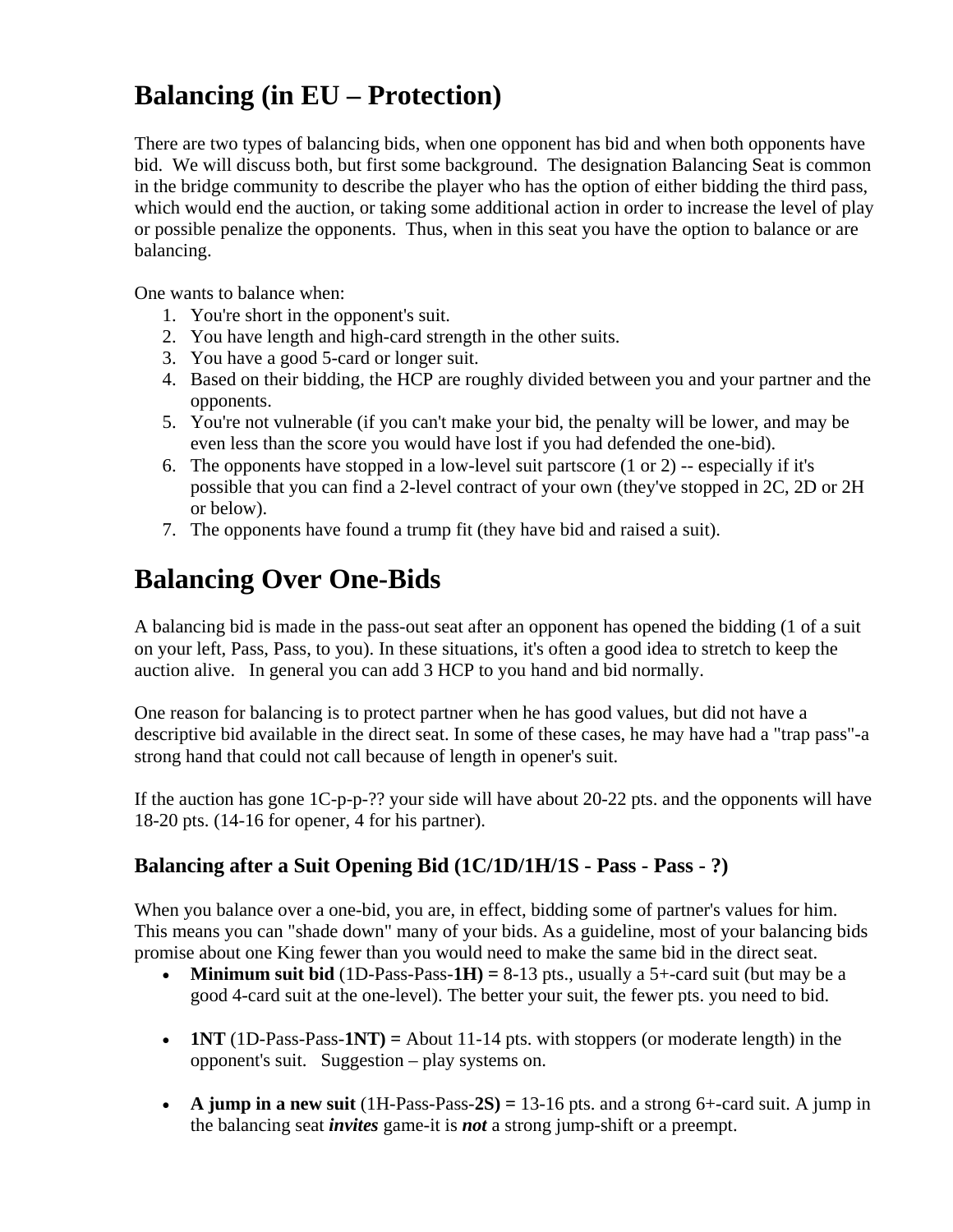# Balancing (in EU – Protection)

There are two types of balancing bids, when one opponent has bid and when both opponents have bid. We will discuss both, but first some background. The designation Balancing Seat is common in the bridge community to describe the player who has the option of either bidding the third pass, which would end the auction, or taking some additional action in order to increase the level of play or possible penalize the opponents. Thus, when in this seat you have the option to balance or are balancing.

One wants to balance when:

1. You're short in the opponent's suit.
2. You have length and high-card strength in the other suits.
3. You have a good 5-card or longer suit.
4. Based on their bidding, the HCP are roughly divided between you and your partner and the opponents.
5. You're not vulnerable (if you can't make your bid, the penalty will be lower, and may be even less than the score you would have lost if you had defended the one-bid).
6. The opponents have stopped in a low-level suit partscore (1 or 2) -- especially if it's possible that you can find a 2-level contract of your own (they've stopped in 2C, 2D or 2H or below).
7. The opponents have found a trump fit (they have bid and raised a suit).

# Balancing Over One-Bids

A balancing bid is made in the pass-out seat after an opponent has opened the bidding (1 of a suit on your left, Pass, Pass, to you). In these situations, it's often a good idea to stretch to keep the auction alive. In general you can add 3 HCP to you hand and bid normally.

One reason for balancing is to protect partner when he has good values, but did not have a descriptive bid available in the direct seat. In some of these cases, he may have had a "trap pass"-a strong hand that could not call because of length in opener's suit.

If the auction has gone 1C-p-p-?? your side will have about 20-22 pts. and the opponents will have 18-20 pts. (14-16 for opener, 4 for his partner).

### Balancing after a Suit Opening Bid (1C/1D/1H/1S - Pass - Pass - ?)

When you balance over a one-bid, you are, in effect, bidding some of partner's values for him. This means you can "shade down" many of your bids. As a guideline, most of your balancing bids promise about one King fewer than you would need to make the same bid in the direct seat.

- **Minimum suit bid** (1D-Pass-Pass-**1H) =** 8-13 pts., usually a 5+-card suit (but may be a good 4-card suit at the one-level). The better your suit, the fewer pts. you need to bid.

- **1NT** (1D-Pass-Pass-**1NT) =** About 11-14 pts. with stoppers (or moderate length) in the opponent's suit. Suggestion – play systems on.

- **A jump in a new suit** (1H-Pass-Pass-**2S) =** 13-16 pts. and a strong 6+-card suit. A jump in the balancing seat ***invites*** game-it is ***not*** a strong jump-shift or a preempt.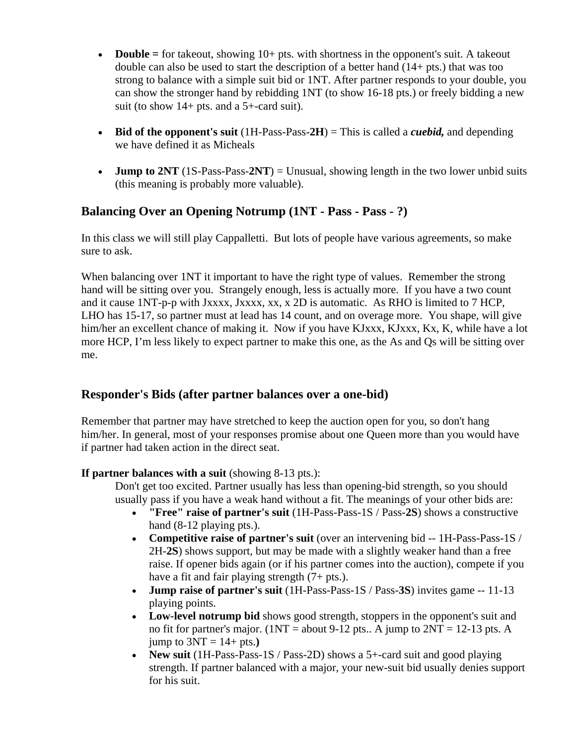- **Double =** for takeout, showing 10+ pts. with shortness in the opponent's suit. A takeout double can also be used to start the description of a better hand (14+ pts.) that was too strong to balance with a simple suit bid or 1NT. After partner responds to your double, you can show the stronger hand by rebidding 1NT (to show 16-18 pts.) or freely bidding a new suit (to show 14+ pts. and a 5+-card suit).

- **Bid of the opponent's suit** (1H-Pass-Pass-**2H**) = This is called a ***cuebid,*** and depending we have defined it as Micheals

- **Jump to 2NT** (1S-Pass-Pass-**2NT**) = Unusual, showing length in the two lower unbid suits (this meaning is probably more valuable).

## Balancing Over an Opening Notrump (1NT - Pass - Pass - ?)

In this class we will still play Cappalletti. But lots of people have various agreements, so make sure to ask.

When balancing over 1NT it important to have the right type of values. Remember the strong hand will be sitting over you. Strangely enough, less is actually more. If you have a two count and it cause 1NT-p-p with Jxxxx, Jxxxx, xx, x 2D is automatic. As RHO is limited to 7 HCP, LHO has 15-17, so partner must at lead has 14 count, and on overage more. You shape, will give him/her an excellent chance of making it. Now if you have KJxxx, KJxxx, Kx, K, while have a lot more HCP, I'm less likely to expect partner to make this one, as the As and Qs will be sitting over me.

## Responder's Bids (after partner balances over a one-bid)

Remember that partner may have stretched to keep the auction open for you, so don't hang him/her. In general, most of your responses promise about one Queen more than you would have if partner had taken action in the direct seat.

**If partner balances with a suit** (showing 8-13 pts.):

Don't get too excited. Partner usually has less than opening-bid strength, so you should usually pass if you have a weak hand without a fit. The meanings of your other bids are:

- **"Free" raise of partner's suit** (1H-Pass-Pass-1S / Pass-**2S**) shows a constructive hand (8-12 playing pts.).
- **Competitive raise of partner's suit** (over an intervening bid -- 1H-Pass-Pass-1S / 2H-**2S**) shows support, but may be made with a slightly weaker hand than a free raise. If opener bids again (or if his partner comes into the auction), compete if you have a fit and fair playing strength (7+ pts.).
- **Jump raise of partner's suit** (1H-Pass-Pass-1S / Pass-**3S**) invites game -- 11-13 playing points.
- **Low-level notrump bid** shows good strength, stoppers in the opponent's suit and no fit for partner's major. (1NT = about 9-12 pts.. A jump to 2NT = 12-13 pts. A jump to 3NT = 14+ pts.**)**
- **New suit** (1H-Pass-Pass-1S / Pass-2D) shows a 5+-card suit and good playing strength. If partner balanced with a major, your new-suit bid usually denies support for his suit.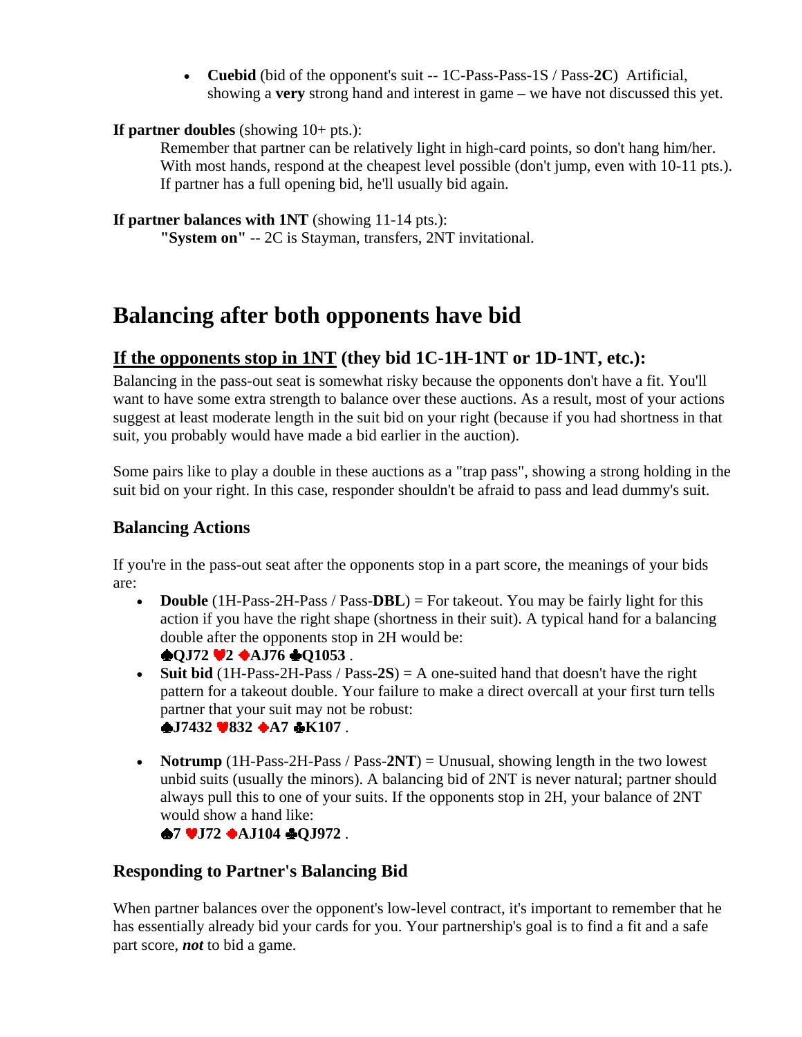- **Cuebid** (bid of the opponent's suit -- 1C-Pass-Pass-1S / Pass-**2C**)  Artificial, showing a **very** strong hand and interest in game – we have not discussed this yet.

**If partner doubles** (showing 10+ pts.):

Remember that partner can be relatively light in high-card points, so don't hang him/her. With most hands, respond at the cheapest level possible (don't jump, even with 10-11 pts.). If partner has a full opening bid, he'll usually bid again.

**If partner balances with 1NT** (showing 11-14 pts.):

**"System on"** -- 2C is Stayman, transfers, 2NT invitational.

# Balancing after both opponents have bid

## <u>If the opponents stop in 1NT</u> (they bid 1C-1H-1NT or 1D-1NT, etc.):

Balancing in the pass-out seat is somewhat risky because the opponents don't have a fit. You'll want to have some extra strength to balance over these auctions. As a result, most of your actions suggest at least moderate length in the suit bid on your right (because if you had shortness in that suit, you probably would have made a bid earlier in the auction).

Some pairs like to play a double in these auctions as a "trap pass", showing a strong holding in the suit bid on your right. In this case, responder shouldn't be afraid to pass and lead dummy's suit.

### Balancing Actions

If you're in the pass-out seat after the opponents stop in a part score, the meanings of your bids are:

- **Double** (1H-Pass-2H-Pass / Pass-**DBL**) = For takeout. You may be fairly light for this action if you have the right shape (shortness in their suit). A typical hand for a balancing double after the opponents stop in 2H would be:
  **♠QJ72 ♥2 ♦AJ76 ♣Q1053** .
- **Suit bid** (1H-Pass-2H-Pass / Pass-**2S**) = A one-suited hand that doesn't have the right pattern for a takeout double. Your failure to make a direct overcall at your first turn tells partner that your suit may not be robust:
  **♠J7432 ♥832 ♦A7 ♣K107** .
- **Notrump** (1H-Pass-2H-Pass / Pass-**2NT**) = Unusual, showing length in the two lowest unbid suits (usually the minors). A balancing bid of 2NT is never natural; partner should always pull this to one of your suits. If the opponents stop in 2H, your balance of 2NT would show a hand like:
  **♠7 ♥J72 ♦AJ104 ♣QJ972** .

### Responding to Partner's Balancing Bid

When partner balances over the opponent's low-level contract, it's important to remember that he has essentially already bid your cards for you. Your partnership's goal is to find a fit and a safe part score, ***not*** to bid a game.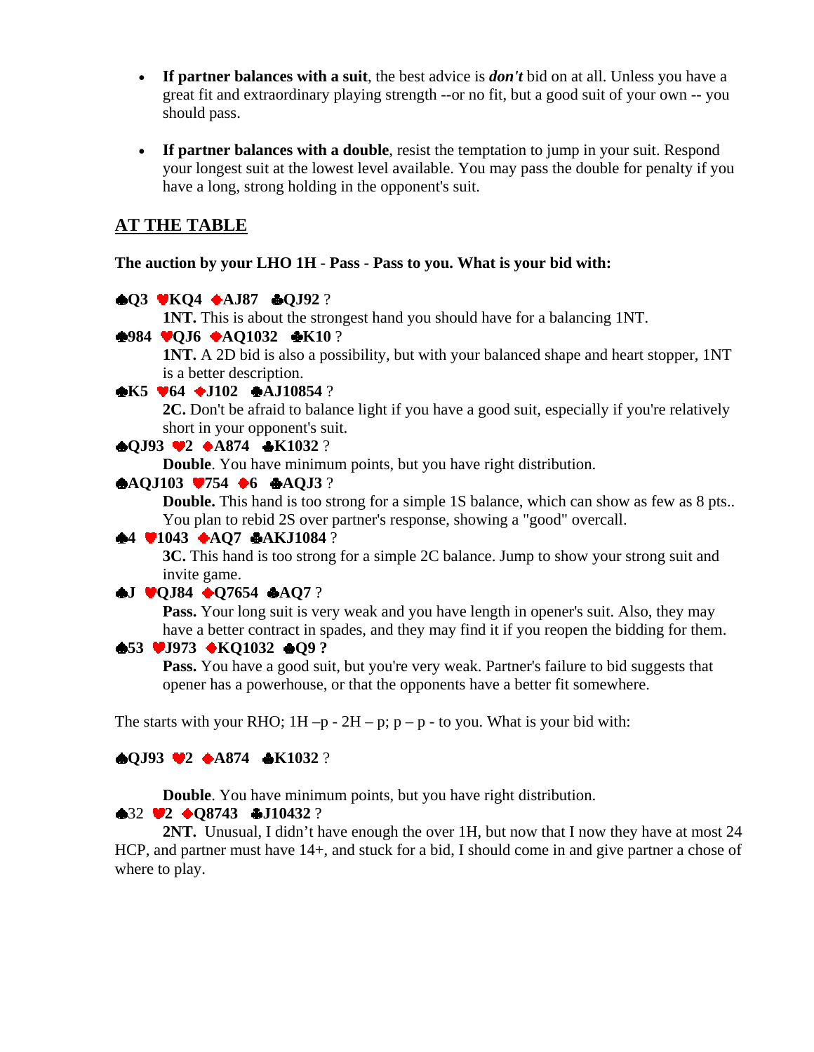- **If partner balances with a suit**, the best advice is ***don't*** bid on at all. Unless you have a great fit and extraordinary playing strength --or no fit, but a good suit of your own -- you should pass.

- **If partner balances with a double**, resist the temptation to jump in your suit. Respond your longest suit at the lowest level available. You may pass the double for penalty if you have a long, strong holding in the opponent's suit.

## AT THE TABLE

**The auction by your LHO 1H - Pass - Pass to you. What is your bid with:**

**♠Q3 ♥KQ4 ♦AJ87 ♣QJ92** ?

**1NT.** This is about the strongest hand you should have for a balancing 1NT.

**♠984 ♥QJ6 ♦AQ1032 ♣K10** ?

**1NT.** A 2D bid is also a possibility, but with your balanced shape and heart stopper, 1NT is a better description.

**♠K5 ♥64 ♦J102 ♣AJ10854** ?

**2C.** Don't be afraid to balance light if you have a good suit, especially if you're relatively short in your opponent's suit.

**♠QJ93 ♥2 ♦A874 ♣K1032** ?

**Double**. You have minimum points, but you have right distribution.

**♠AQJ103 ♥754 ♦6 ♣AQJ3** ?

**Double.** This hand is too strong for a simple 1S balance, which can show as few as 8 pts.. You plan to rebid 2S over partner's response, showing a "good" overcall.

**♠4 ♥1043 ♦AQ7 ♣AKJ1084** ?

**3C.** This hand is too strong for a simple 2C balance. Jump to show your strong suit and invite game.

**♠J ♥QJ84 ♦Q7654 ♣AQ7** ?

**Pass.** Your long suit is very weak and you have length in opener's suit. Also, they may have a better contract in spades, and they may find it if you reopen the bidding for them.

**♠53 ♥J973 ♦KQ1032 ♣Q9 ?**

**Pass.** You have a good suit, but you're very weak. Partner's failure to bid suggests that opener has a powerhouse, or that the opponents have a better fit somewhere.

The starts with your RHO; 1H –p - 2H – p; p – p - to you. What is your bid with:

**♠QJ93 ♥2 ♦A874 ♣K1032** ?

**Double**. You have minimum points, but you have right distribution.

♠32 ♥2 ♦Q8743 ♣J10432 ?

**2NT.** Unusual, I didn't have enough the over 1H, but now that I now they have at most 24 HCP, and partner must have 14+, and stuck for a bid, I should come in and give partner a chose of where to play.